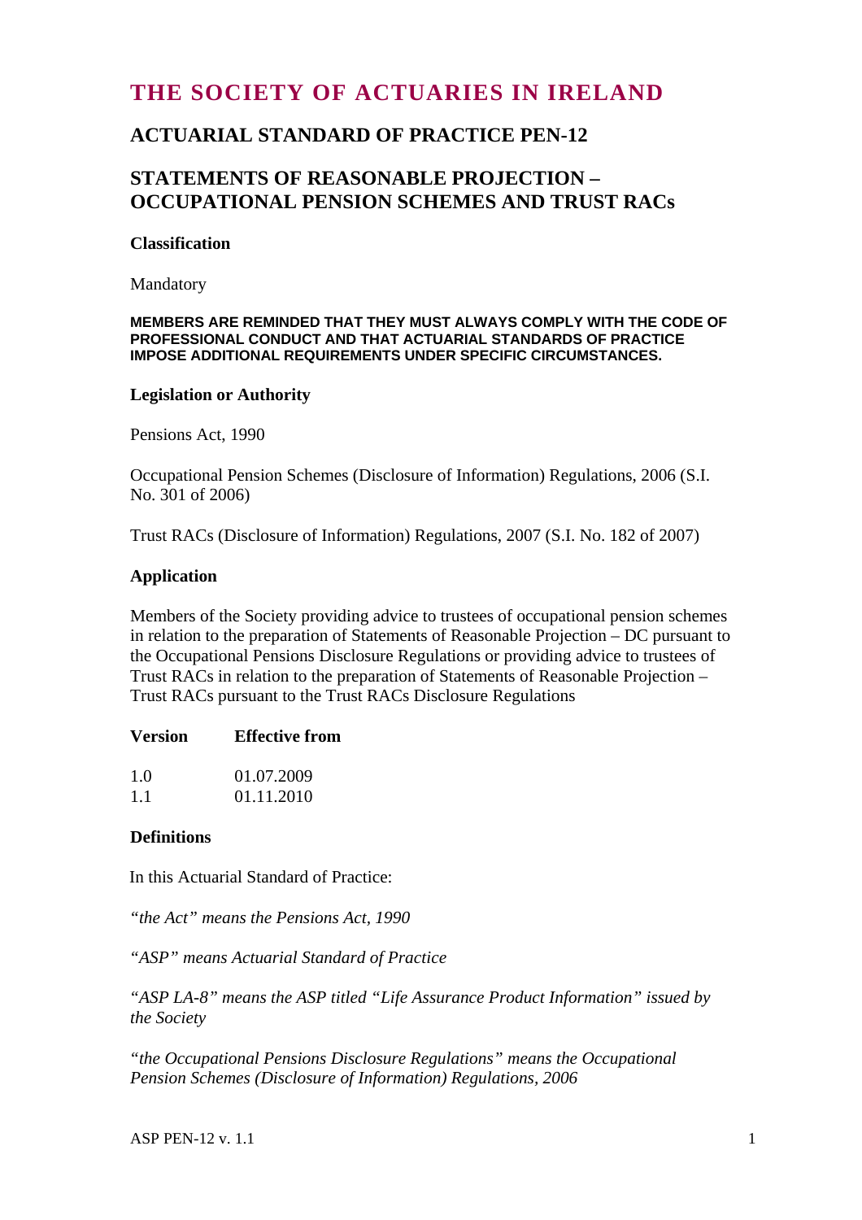# THE SOCIETY OF ACTUARIES IN IRELAND

## ACTUARIAL STANDARD OF PRACTICE PEN-12

## STATEMENTS OF REASONABLE PROJECTION – OCCUPATIONAL PENSION SCHEMES AND TRUST RACs

**Classification**

Mandatory

**MEMBERS ARE REMINDED THAT THEY MUST ALWAYS COMPLY WITH THE CODE OF PROFESSIONAL CONDUCT AND THAT ACTUARIAL STANDARDS OF PRACTICE IMPOSE ADDITIONAL REQUIREMENTS UNDER SPECIFIC CIRCUMSTANCES.**

**Legislation or Authority**

Pensions Act, 1990

Occupational Pension Schemes (Disclosure of Information) Regulations, 2006 (S.I. No. 301 of 2006)

Trust RACs (Disclosure of Information) Regulations, 2007 (S.I. No. 182 of 2007)

**Application**

Members of the Society providing advice to trustees of occupational pension schemes in relation to the preparation of Statements of Reasonable Projection – DC pursuant to the Occupational Pensions Disclosure Regulations or providing advice to trustees of Trust RACs in relation to the preparation of Statements of Reasonable Projection – Trust RACs pursuant to the Trust RACs Disclosure Regulations

| Version | Effective from |
|---|---|
| 1.0 | 01.07.2009 |
| 1.1 | 01.11.2010 |

**Definitions**

In this Actuarial Standard of Practice:

*"the Act" means the Pensions Act, 1990*

*"ASP" means Actuarial Standard of Practice*

*"ASP LA-8" means the ASP titled "Life Assurance Product Information" issued by the Society*

*"the Occupational Pensions Disclosure Regulations" means the Occupational Pension Schemes (Disclosure of Information) Regulations, 2006*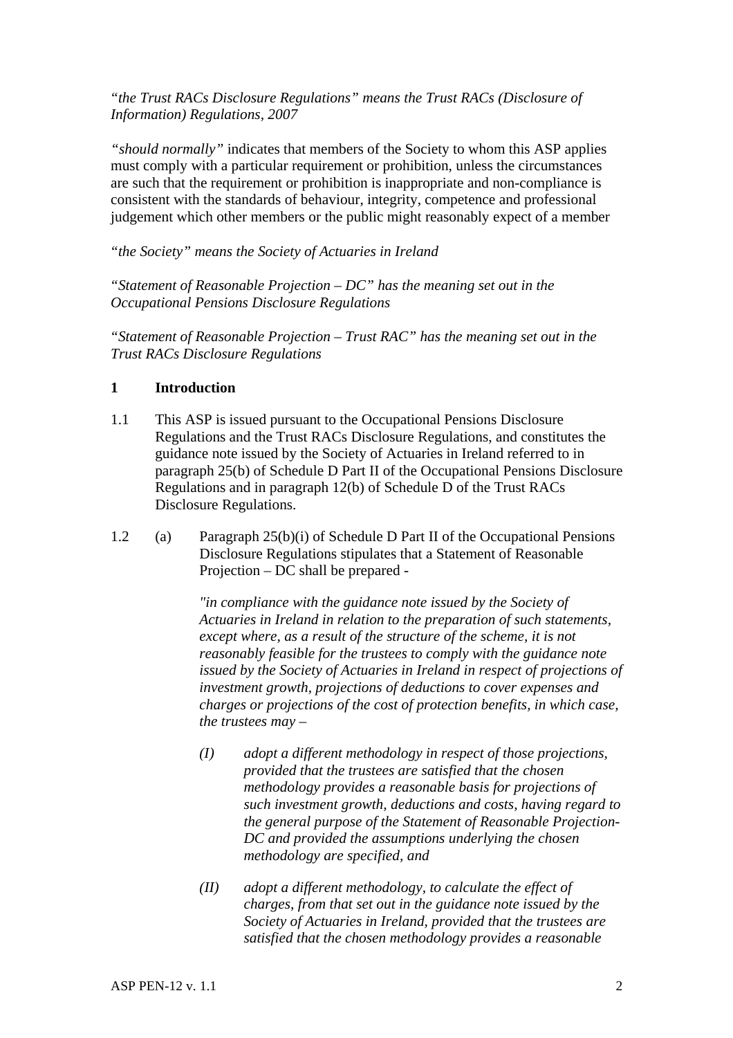*"the Trust RACs Disclosure Regulations" means the Trust RACs (Disclosure of Information) Regulations, 2007*

*"should normally"* indicates that members of the Society to whom this ASP applies must comply with a particular requirement or prohibition, unless the circumstances are such that the requirement or prohibition is inappropriate and non-compliance is consistent with the standards of behaviour, integrity, competence and professional judgement which other members or the public might reasonably expect of a member

*"the Society" means the Society of Actuaries in Ireland*

*"Statement of Reasonable Projection – DC" has the meaning set out in the Occupational Pensions Disclosure Regulations*

*"Statement of Reasonable Projection – Trust RAC" has the meaning set out in the Trust RACs Disclosure Regulations*

## 1 Introduction

1.1 This ASP is issued pursuant to the Occupational Pensions Disclosure Regulations and the Trust RACs Disclosure Regulations, and constitutes the guidance note issued by the Society of Actuaries in Ireland referred to in paragraph 25(b) of Schedule D Part II of the Occupational Pensions Disclosure Regulations and in paragraph 12(b) of Schedule D of the Trust RACs Disclosure Regulations.

1.2 (a) Paragraph 25(b)(i) of Schedule D Part II of the Occupational Pensions Disclosure Regulations stipulates that a Statement of Reasonable Projection – DC shall be prepared -

> *"in compliance with the guidance note issued by the Society of Actuaries in Ireland in relation to the preparation of such statements, except where, as a result of the structure of the scheme, it is not reasonably feasible for the trustees to comply with the guidance note issued by the Society of Actuaries in Ireland in respect of projections of investment growth, projections of deductions to cover expenses and charges or projections of the cost of protection benefits, in which case, the trustees may –*
>
> *(I) adopt a different methodology in respect of those projections, provided that the trustees are satisfied that the chosen methodology provides a reasonable basis for projections of such investment growth, deductions and costs, having regard to the general purpose of the Statement of Reasonable Projection-DC and provided the assumptions underlying the chosen methodology are specified, and*
>
> *(II) adopt a different methodology, to calculate the effect of charges, from that set out in the guidance note issued by the Society of Actuaries in Ireland, provided that the trustees are satisfied that the chosen methodology provides a reasonable*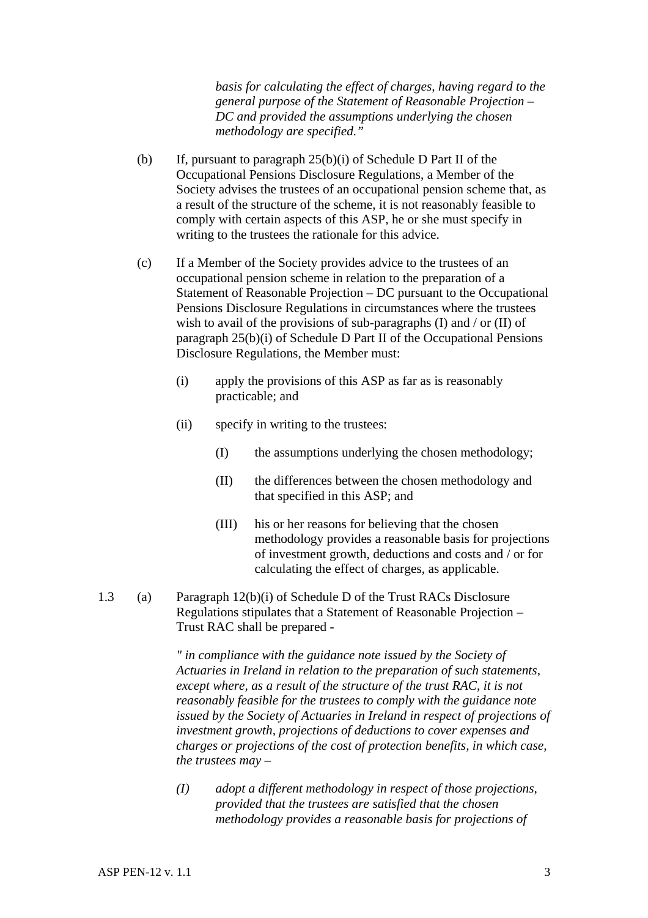*basis for calculating the effect of charges, having regard to the general purpose of the Statement of Reasonable Projection – DC and provided the assumptions underlying the chosen methodology are specified."*

(b) If, pursuant to paragraph 25(b)(i) of Schedule D Part II of the Occupational Pensions Disclosure Regulations, a Member of the Society advises the trustees of an occupational pension scheme that, as a result of the structure of the scheme, it is not reasonably feasible to comply with certain aspects of this ASP, he or she must specify in writing to the trustees the rationale for this advice.

(c) If a Member of the Society provides advice to the trustees of an occupational pension scheme in relation to the preparation of a Statement of Reasonable Projection – DC pursuant to the Occupational Pensions Disclosure Regulations in circumstances where the trustees wish to avail of the provisions of sub-paragraphs (I) and / or (II) of paragraph 25(b)(i) of Schedule D Part II of the Occupational Pensions Disclosure Regulations, the Member must:

(i) apply the provisions of this ASP as far as is reasonably practicable; and

(ii) specify in writing to the trustees:

(I) the assumptions underlying the chosen methodology;

(II) the differences between the chosen methodology and that specified in this ASP; and

(III) his or her reasons for believing that the chosen methodology provides a reasonable basis for projections of investment growth, deductions and costs and / or for calculating the effect of charges, as applicable.

1.3 (a) Paragraph 12(b)(i) of Schedule D of the Trust RACs Disclosure Regulations stipulates that a Statement of Reasonable Projection – Trust RAC shall be prepared -

*" in compliance with the guidance note issued by the Society of Actuaries in Ireland in relation to the preparation of such statements, except where, as a result of the structure of the trust RAC, it is not reasonably feasible for the trustees to comply with the guidance note issued by the Society of Actuaries in Ireland in respect of projections of investment growth, projections of deductions to cover expenses and charges or projections of the cost of protection benefits, in which case, the trustees may –*

*(I) adopt a different methodology in respect of those projections, provided that the trustees are satisfied that the chosen methodology provides a reasonable basis for projections of*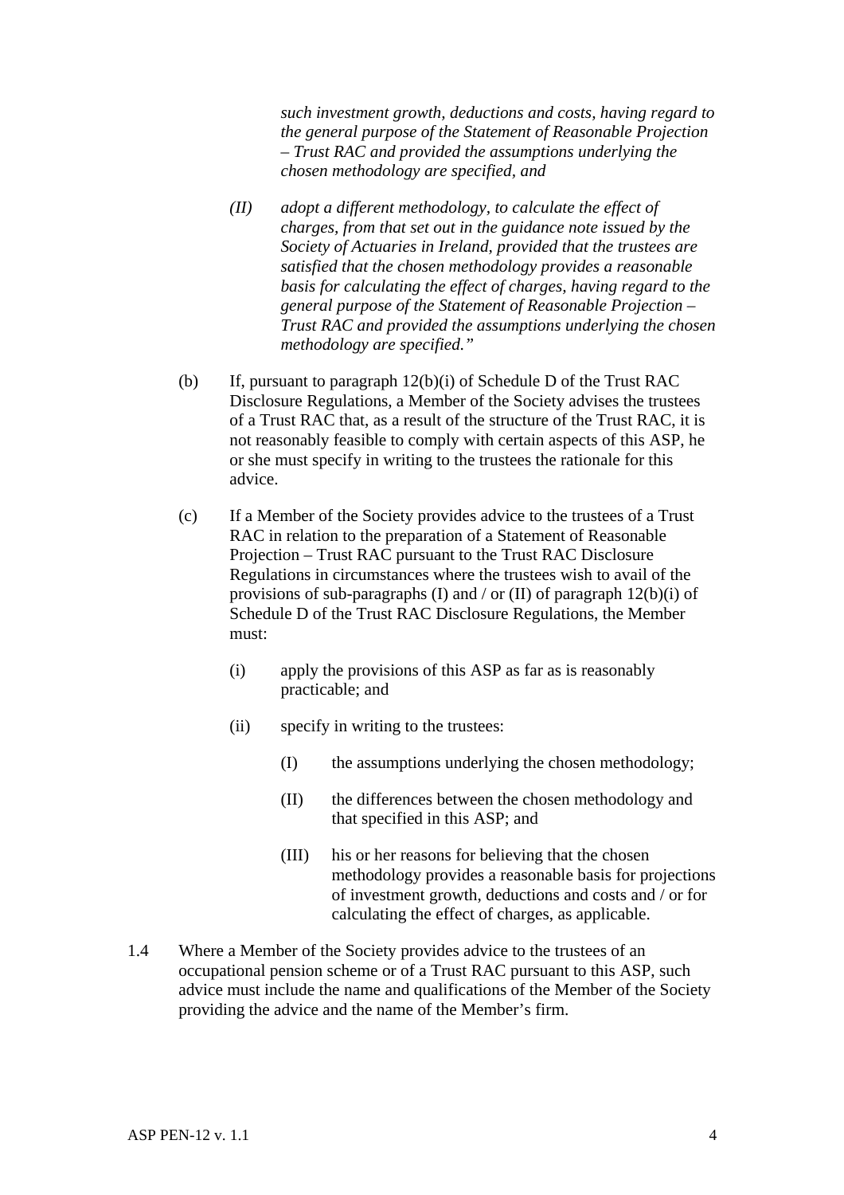*such investment growth, deductions and costs, having regard to the general purpose of the Statement of Reasonable Projection – Trust RAC and provided the assumptions underlying the chosen methodology are specified, and*

*(II) adopt a different methodology, to calculate the effect of charges, from that set out in the guidance note issued by the Society of Actuaries in Ireland, provided that the trustees are satisfied that the chosen methodology provides a reasonable basis for calculating the effect of charges, having regard to the general purpose of the Statement of Reasonable Projection – Trust RAC and provided the assumptions underlying the chosen methodology are specified."*

(b) If, pursuant to paragraph 12(b)(i) of Schedule D of the Trust RAC Disclosure Regulations, a Member of the Society advises the trustees of a Trust RAC that, as a result of the structure of the Trust RAC, it is not reasonably feasible to comply with certain aspects of this ASP, he or she must specify in writing to the trustees the rationale for this advice.

(c) If a Member of the Society provides advice to the trustees of a Trust RAC in relation to the preparation of a Statement of Reasonable Projection – Trust RAC pursuant to the Trust RAC Disclosure Regulations in circumstances where the trustees wish to avail of the provisions of sub-paragraphs (I) and / or (II) of paragraph 12(b)(i) of Schedule D of the Trust RAC Disclosure Regulations, the Member must:

(i) apply the provisions of this ASP as far as is reasonably practicable; and

(ii) specify in writing to the trustees:

(I) the assumptions underlying the chosen methodology;

(II) the differences between the chosen methodology and that specified in this ASP; and

(III) his or her reasons for believing that the chosen methodology provides a reasonable basis for projections of investment growth, deductions and costs and / or for calculating the effect of charges, as applicable.

1.4 Where a Member of the Society provides advice to the trustees of an occupational pension scheme or of a Trust RAC pursuant to this ASP, such advice must include the name and qualifications of the Member of the Society providing the advice and the name of the Member's firm.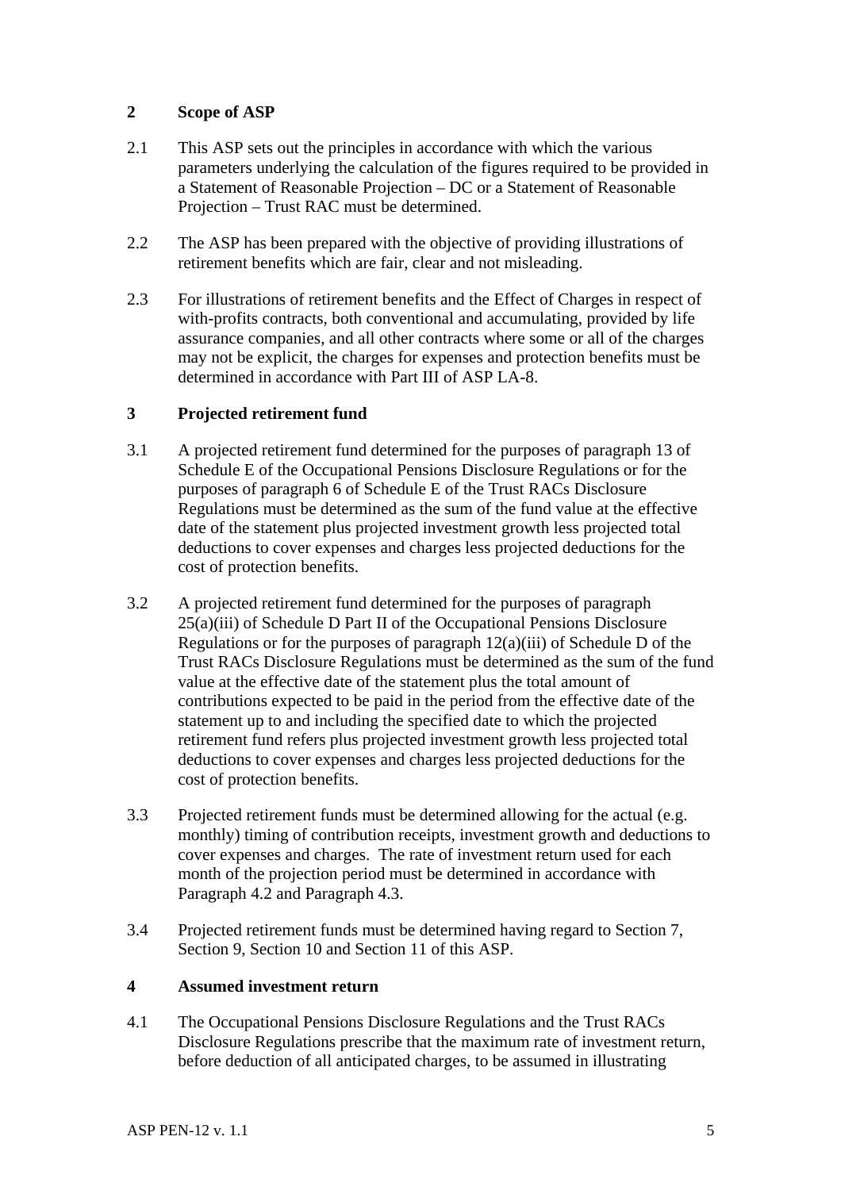## 2 Scope of ASP

2.1 This ASP sets out the principles in accordance with which the various parameters underlying the calculation of the figures required to be provided in a Statement of Reasonable Projection – DC or a Statement of Reasonable Projection – Trust RAC must be determined.

2.2 The ASP has been prepared with the objective of providing illustrations of retirement benefits which are fair, clear and not misleading.

2.3 For illustrations of retirement benefits and the Effect of Charges in respect of with-profits contracts, both conventional and accumulating, provided by life assurance companies, and all other contracts where some or all of the charges may not be explicit, the charges for expenses and protection benefits must be determined in accordance with Part III of ASP LA-8.

## 3 Projected retirement fund

3.1 A projected retirement fund determined for the purposes of paragraph 13 of Schedule E of the Occupational Pensions Disclosure Regulations or for the purposes of paragraph 6 of Schedule E of the Trust RACs Disclosure Regulations must be determined as the sum of the fund value at the effective date of the statement plus projected investment growth less projected total deductions to cover expenses and charges less projected deductions for the cost of protection benefits.

3.2 A projected retirement fund determined for the purposes of paragraph 25(a)(iii) of Schedule D Part II of the Occupational Pensions Disclosure Regulations or for the purposes of paragraph 12(a)(iii) of Schedule D of the Trust RACs Disclosure Regulations must be determined as the sum of the fund value at the effective date of the statement plus the total amount of contributions expected to be paid in the period from the effective date of the statement up to and including the specified date to which the projected retirement fund refers plus projected investment growth less projected total deductions to cover expenses and charges less projected deductions for the cost of protection benefits.

3.3 Projected retirement funds must be determined allowing for the actual (e.g. monthly) timing of contribution receipts, investment growth and deductions to cover expenses and charges. The rate of investment return used for each month of the projection period must be determined in accordance with Paragraph 4.2 and Paragraph 4.3.

3.4 Projected retirement funds must be determined having regard to Section 7, Section 9, Section 10 and Section 11 of this ASP.

## 4 Assumed investment return

4.1 The Occupational Pensions Disclosure Regulations and the Trust RACs Disclosure Regulations prescribe that the maximum rate of investment return, before deduction of all anticipated charges, to be assumed in illustrating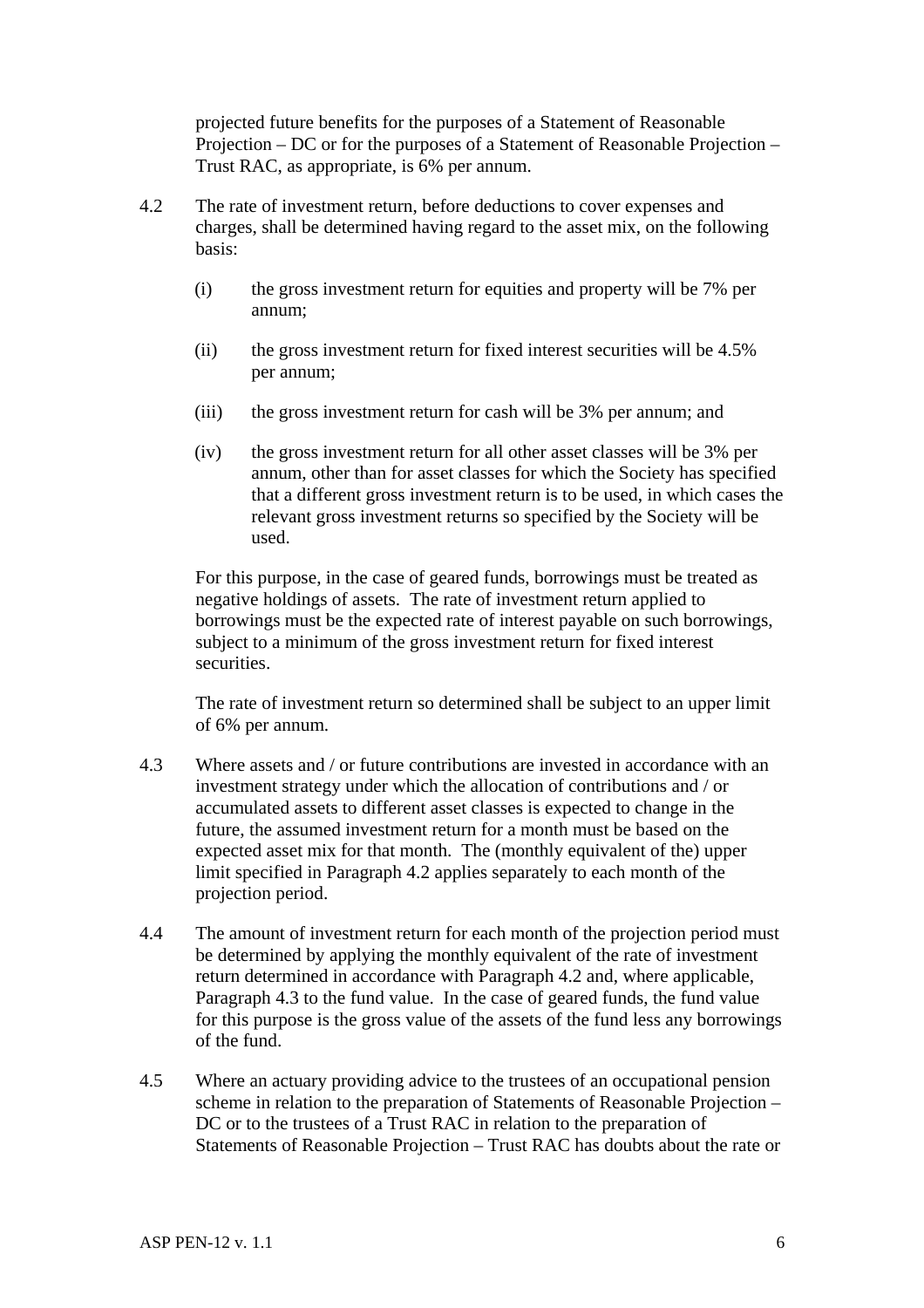projected future benefits for the purposes of a Statement of Reasonable Projection – DC or for the purposes of a Statement of Reasonable Projection – Trust RAC, as appropriate, is 6% per annum.

4.2 The rate of investment return, before deductions to cover expenses and charges, shall be determined having regard to the asset mix, on the following basis:

(i) the gross investment return for equities and property will be 7% per annum;

(ii) the gross investment return for fixed interest securities will be 4.5% per annum;

(iii) the gross investment return for cash will be 3% per annum; and

(iv) the gross investment return for all other asset classes will be 3% per annum, other than for asset classes for which the Society has specified that a different gross investment return is to be used, in which cases the relevant gross investment returns so specified by the Society will be used.

For this purpose, in the case of geared funds, borrowings must be treated as negative holdings of assets. The rate of investment return applied to borrowings must be the expected rate of interest payable on such borrowings, subject to a minimum of the gross investment return for fixed interest securities.

The rate of investment return so determined shall be subject to an upper limit of 6% per annum.

4.3 Where assets and / or future contributions are invested in accordance with an investment strategy under which the allocation of contributions and / or accumulated assets to different asset classes is expected to change in the future, the assumed investment return for a month must be based on the expected asset mix for that month. The (monthly equivalent of the) upper limit specified in Paragraph 4.2 applies separately to each month of the projection period.

4.4 The amount of investment return for each month of the projection period must be determined by applying the monthly equivalent of the rate of investment return determined in accordance with Paragraph 4.2 and, where applicable, Paragraph 4.3 to the fund value. In the case of geared funds, the fund value for this purpose is the gross value of the assets of the fund less any borrowings of the fund.

4.5 Where an actuary providing advice to the trustees of an occupational pension scheme in relation to the preparation of Statements of Reasonable Projection – DC or to the trustees of a Trust RAC in relation to the preparation of Statements of Reasonable Projection – Trust RAC has doubts about the rate or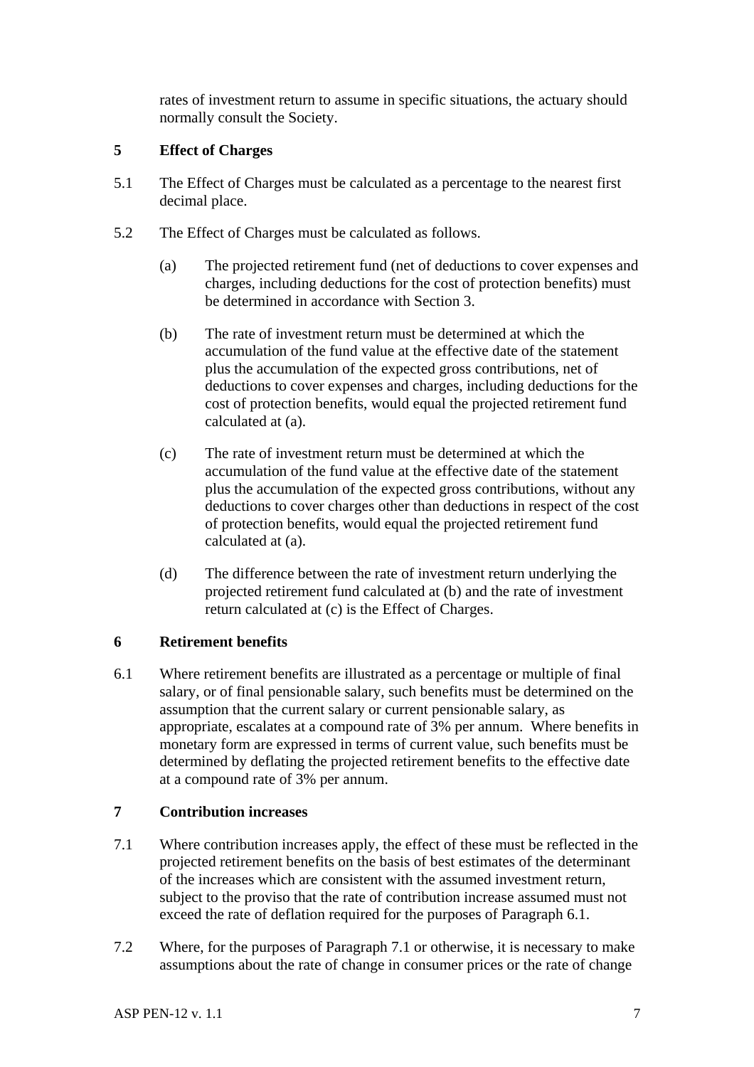rates of investment return to assume in specific situations, the actuary should normally consult the Society.

## 5 Effect of Charges

5.1 The Effect of Charges must be calculated as a percentage to the nearest first decimal place.

5.2 The Effect of Charges must be calculated as follows.

(a) The projected retirement fund (net of deductions to cover expenses and charges, including deductions for the cost of protection benefits) must be determined in accordance with Section 3.

(b) The rate of investment return must be determined at which the accumulation of the fund value at the effective date of the statement plus the accumulation of the expected gross contributions, net of deductions to cover expenses and charges, including deductions for the cost of protection benefits, would equal the projected retirement fund calculated at (a).

(c) The rate of investment return must be determined at which the accumulation of the fund value at the effective date of the statement plus the accumulation of the expected gross contributions, without any deductions to cover charges other than deductions in respect of the cost of protection benefits, would equal the projected retirement fund calculated at (a).

(d) The difference between the rate of investment return underlying the projected retirement fund calculated at (b) and the rate of investment return calculated at (c) is the Effect of Charges.

## 6 Retirement benefits

6.1 Where retirement benefits are illustrated as a percentage or multiple of final salary, or of final pensionable salary, such benefits must be determined on the assumption that the current salary or current pensionable salary, as appropriate, escalates at a compound rate of 3% per annum. Where benefits in monetary form are expressed in terms of current value, such benefits must be determined by deflating the projected retirement benefits to the effective date at a compound rate of 3% per annum.

## 7 Contribution increases

7.1 Where contribution increases apply, the effect of these must be reflected in the projected retirement benefits on the basis of best estimates of the determinant of the increases which are consistent with the assumed investment return, subject to the proviso that the rate of contribution increase assumed must not exceed the rate of deflation required for the purposes of Paragraph 6.1.

7.2 Where, for the purposes of Paragraph 7.1 or otherwise, it is necessary to make assumptions about the rate of change in consumer prices or the rate of change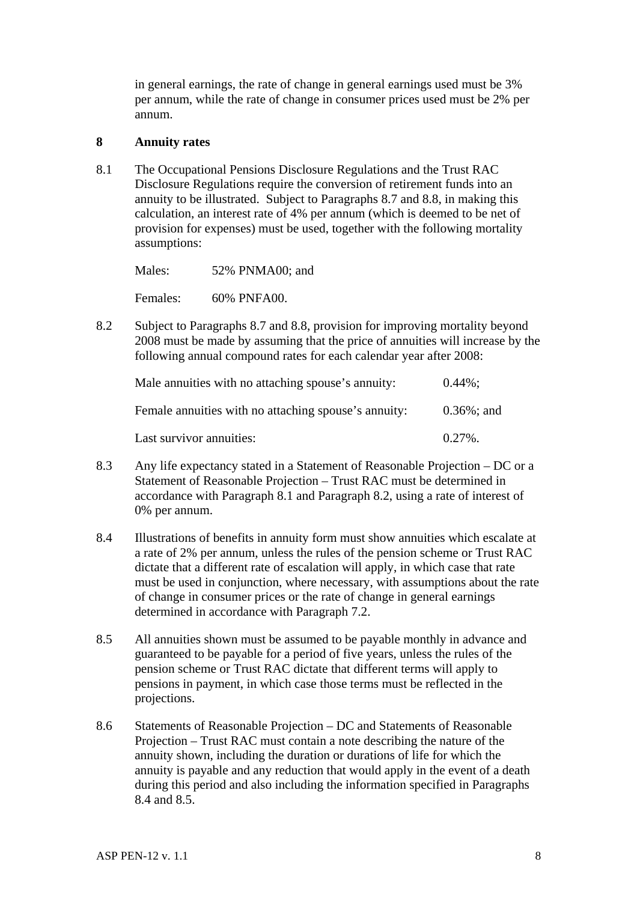in general earnings, the rate of change in general earnings used must be 3% per annum, while the rate of change in consumer prices used must be 2% per annum.

## 8 Annuity rates

8.1 The Occupational Pensions Disclosure Regulations and the Trust RAC Disclosure Regulations require the conversion of retirement funds into an annuity to be illustrated. Subject to Paragraphs 8.7 and 8.8, in making this calculation, an interest rate of 4% per annum (which is deemed to be net of provision for expenses) must be used, together with the following mortality assumptions:

Males: 52% PNMA00; and

Females: 60% PNFA00.

8.2 Subject to Paragraphs 8.7 and 8.8, provision for improving mortality beyond 2008 must be made by assuming that the price of annuities will increase by the following annual compound rates for each calendar year after 2008:

| | |
|---|---|
| Male annuities with no attaching spouse's annuity: | 0.44%; |
| Female annuities with no attaching spouse's annuity: | 0.36%; and |
| Last survivor annuities: | 0.27%. |

8.3 Any life expectancy stated in a Statement of Reasonable Projection – DC or a Statement of Reasonable Projection – Trust RAC must be determined in accordance with Paragraph 8.1 and Paragraph 8.2, using a rate of interest of 0% per annum.

8.4 Illustrations of benefits in annuity form must show annuities which escalate at a rate of 2% per annum, unless the rules of the pension scheme or Trust RAC dictate that a different rate of escalation will apply, in which case that rate must be used in conjunction, where necessary, with assumptions about the rate of change in consumer prices or the rate of change in general earnings determined in accordance with Paragraph 7.2.

8.5 All annuities shown must be assumed to be payable monthly in advance and guaranteed to be payable for a period of five years, unless the rules of the pension scheme or Trust RAC dictate that different terms will apply to pensions in payment, in which case those terms must be reflected in the projections.

8.6 Statements of Reasonable Projection – DC and Statements of Reasonable Projection – Trust RAC must contain a note describing the nature of the annuity shown, including the duration or durations of life for which the annuity is payable and any reduction that would apply in the event of a death during this period and also including the information specified in Paragraphs 8.4 and 8.5.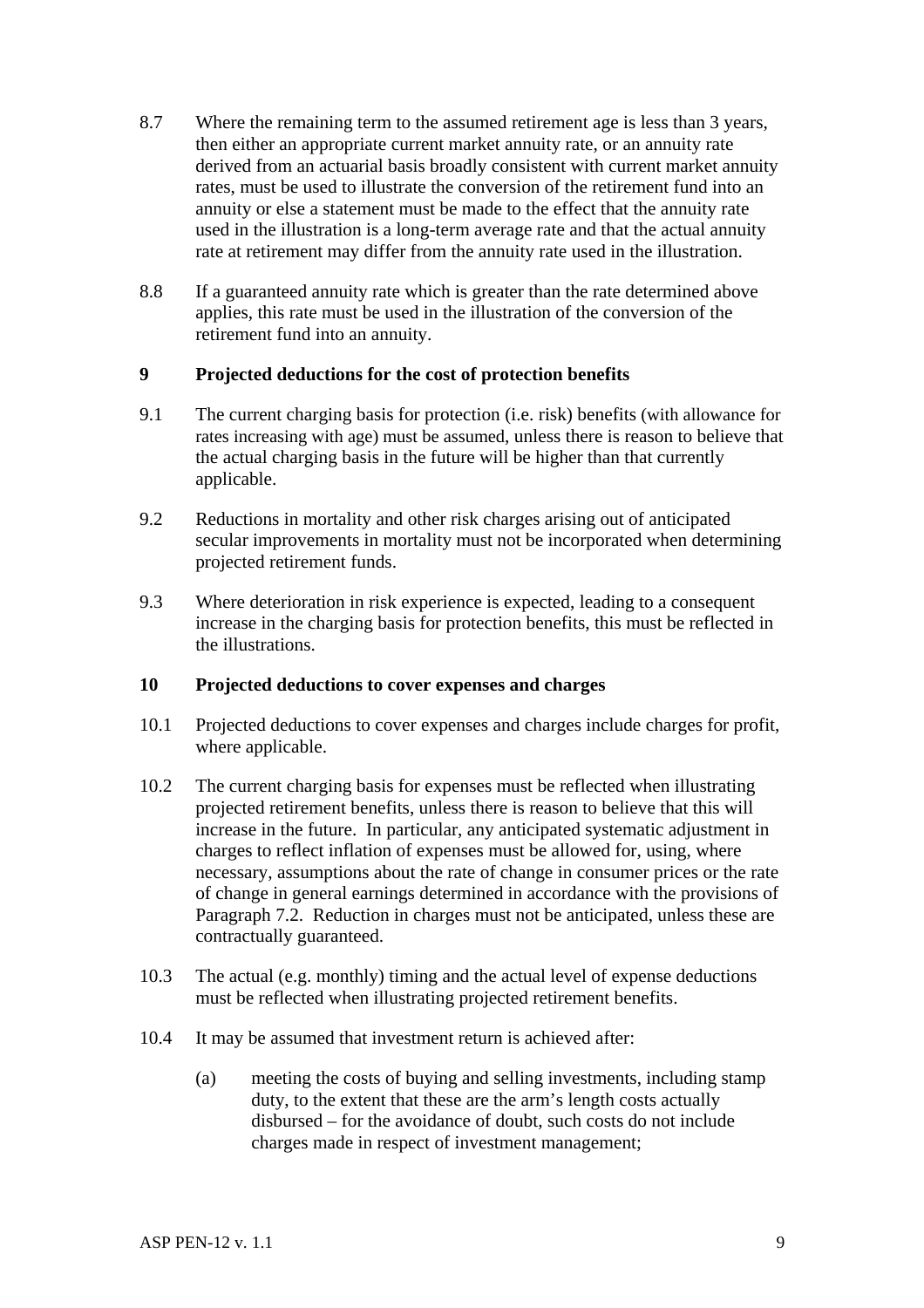8.7 Where the remaining term to the assumed retirement age is less than 3 years, then either an appropriate current market annuity rate, or an annuity rate derived from an actuarial basis broadly consistent with current market annuity rates, must be used to illustrate the conversion of the retirement fund into an annuity or else a statement must be made to the effect that the annuity rate used in the illustration is a long-term average rate and that the actual annuity rate at retirement may differ from the annuity rate used in the illustration.

8.8 If a guaranteed annuity rate which is greater than the rate determined above applies, this rate must be used in the illustration of the conversion of the retirement fund into an annuity.

## 9 Projected deductions for the cost of protection benefits

9.1 The current charging basis for protection (i.e. risk) benefits (with allowance for rates increasing with age) must be assumed, unless there is reason to believe that the actual charging basis in the future will be higher than that currently applicable.

9.2 Reductions in mortality and other risk charges arising out of anticipated secular improvements in mortality must not be incorporated when determining projected retirement funds.

9.3 Where deterioration in risk experience is expected, leading to a consequent increase in the charging basis for protection benefits, this must be reflected in the illustrations.

## 10 Projected deductions to cover expenses and charges

10.1 Projected deductions to cover expenses and charges include charges for profit, where applicable.

10.2 The current charging basis for expenses must be reflected when illustrating projected retirement benefits, unless there is reason to believe that this will increase in the future. In particular, any anticipated systematic adjustment in charges to reflect inflation of expenses must be allowed for, using, where necessary, assumptions about the rate of change in consumer prices or the rate of change in general earnings determined in accordance with the provisions of Paragraph 7.2. Reduction in charges must not be anticipated, unless these are contractually guaranteed.

10.3 The actual (e.g. monthly) timing and the actual level of expense deductions must be reflected when illustrating projected retirement benefits.

10.4 It may be assumed that investment return is achieved after:

(a) meeting the costs of buying and selling investments, including stamp duty, to the extent that these are the arm's length costs actually disbursed – for the avoidance of doubt, such costs do not include charges made in respect of investment management;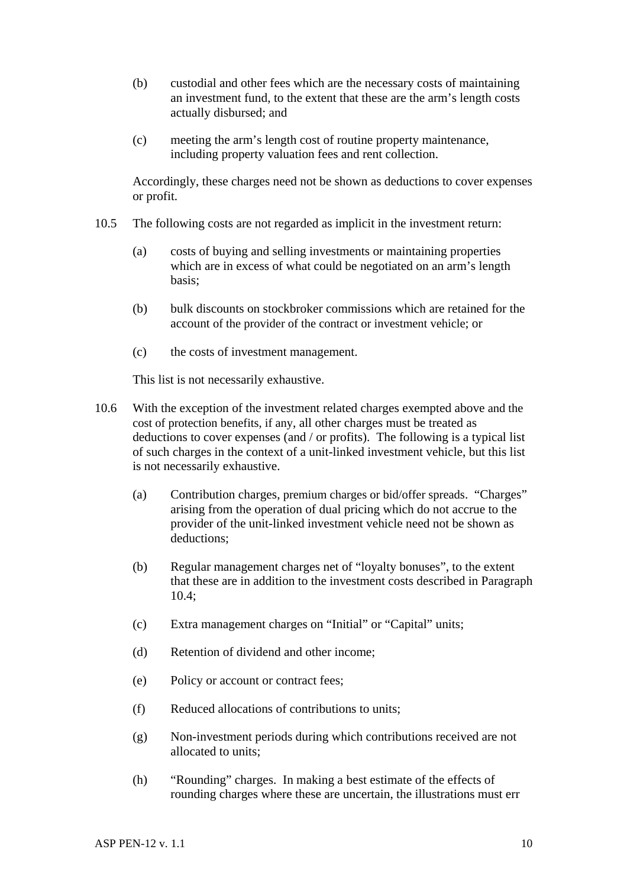(b) custodial and other fees which are the necessary costs of maintaining an investment fund, to the extent that these are the arm's length costs actually disbursed; and

(c) meeting the arm's length cost of routine property maintenance, including property valuation fees and rent collection.

Accordingly, these charges need not be shown as deductions to cover expenses or profit.

10.5 The following costs are not regarded as implicit in the investment return:

(a) costs of buying and selling investments or maintaining properties which are in excess of what could be negotiated on an arm's length basis;

(b) bulk discounts on stockbroker commissions which are retained for the account of the provider of the contract or investment vehicle; or

(c) the costs of investment management.

This list is not necessarily exhaustive.

10.6 With the exception of the investment related charges exempted above and the cost of protection benefits, if any, all other charges must be treated as deductions to cover expenses (and / or profits). The following is a typical list of such charges in the context of a unit-linked investment vehicle, but this list is not necessarily exhaustive.

(a) Contribution charges, premium charges or bid/offer spreads. "Charges" arising from the operation of dual pricing which do not accrue to the provider of the unit-linked investment vehicle need not be shown as deductions;

(b) Regular management charges net of "loyalty bonuses", to the extent that these are in addition to the investment costs described in Paragraph 10.4;

(c) Extra management charges on "Initial" or "Capital" units;

(d) Retention of dividend and other income;

(e) Policy or account or contract fees;

(f) Reduced allocations of contributions to units;

(g) Non-investment periods during which contributions received are not allocated to units;

(h) "Rounding" charges. In making a best estimate of the effects of rounding charges where these are uncertain, the illustrations must err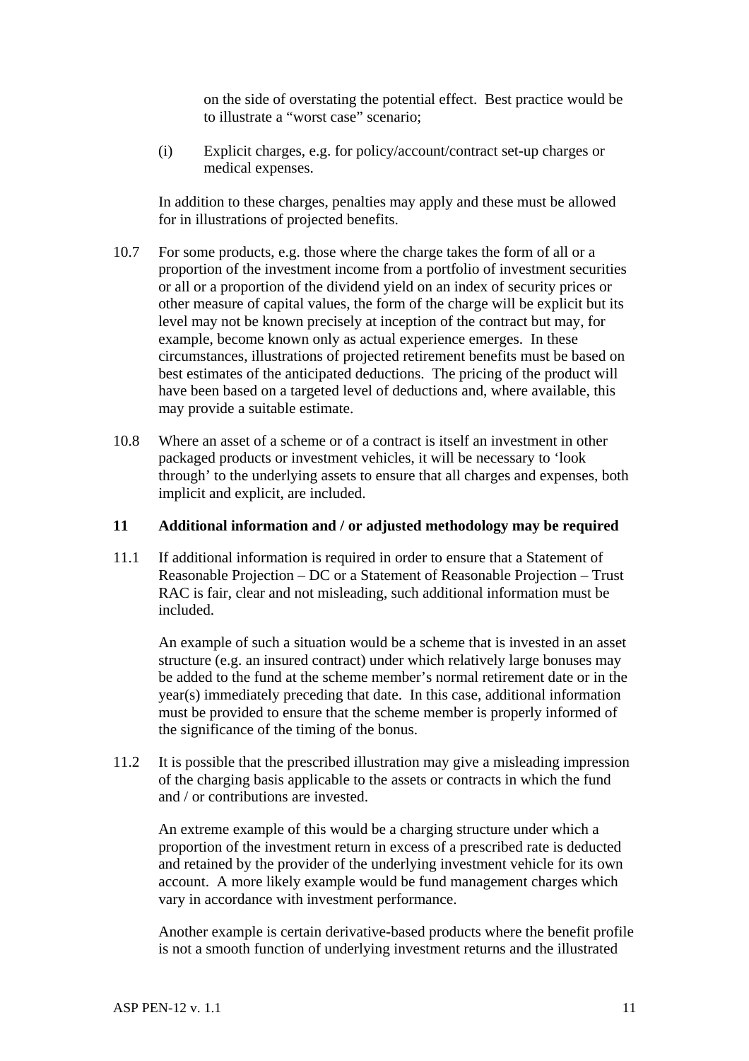on the side of overstating the potential effect. Best practice would be to illustrate a "worst case" scenario;

(i) Explicit charges, e.g. for policy/account/contract set-up charges or medical expenses.

In addition to these charges, penalties may apply and these must be allowed for in illustrations of projected benefits.

10.7 For some products, e.g. those where the charge takes the form of all or a proportion of the investment income from a portfolio of investment securities or all or a proportion of the dividend yield on an index of security prices or other measure of capital values, the form of the charge will be explicit but its level may not be known precisely at inception of the contract but may, for example, become known only as actual experience emerges. In these circumstances, illustrations of projected retirement benefits must be based on best estimates of the anticipated deductions. The pricing of the product will have been based on a targeted level of deductions and, where available, this may provide a suitable estimate.

10.8 Where an asset of a scheme or of a contract is itself an investment in other packaged products or investment vehicles, it will be necessary to 'look through' to the underlying assets to ensure that all charges and expenses, both implicit and explicit, are included.

## 11 Additional information and / or adjusted methodology may be required

11.1 If additional information is required in order to ensure that a Statement of Reasonable Projection – DC or a Statement of Reasonable Projection – Trust RAC is fair, clear and not misleading, such additional information must be included.

An example of such a situation would be a scheme that is invested in an asset structure (e.g. an insured contract) under which relatively large bonuses may be added to the fund at the scheme member's normal retirement date or in the year(s) immediately preceding that date. In this case, additional information must be provided to ensure that the scheme member is properly informed of the significance of the timing of the bonus.

11.2 It is possible that the prescribed illustration may give a misleading impression of the charging basis applicable to the assets or contracts in which the fund and / or contributions are invested.

An extreme example of this would be a charging structure under which a proportion of the investment return in excess of a prescribed rate is deducted and retained by the provider of the underlying investment vehicle for its own account. A more likely example would be fund management charges which vary in accordance with investment performance.

Another example is certain derivative-based products where the benefit profile is not a smooth function of underlying investment returns and the illustrated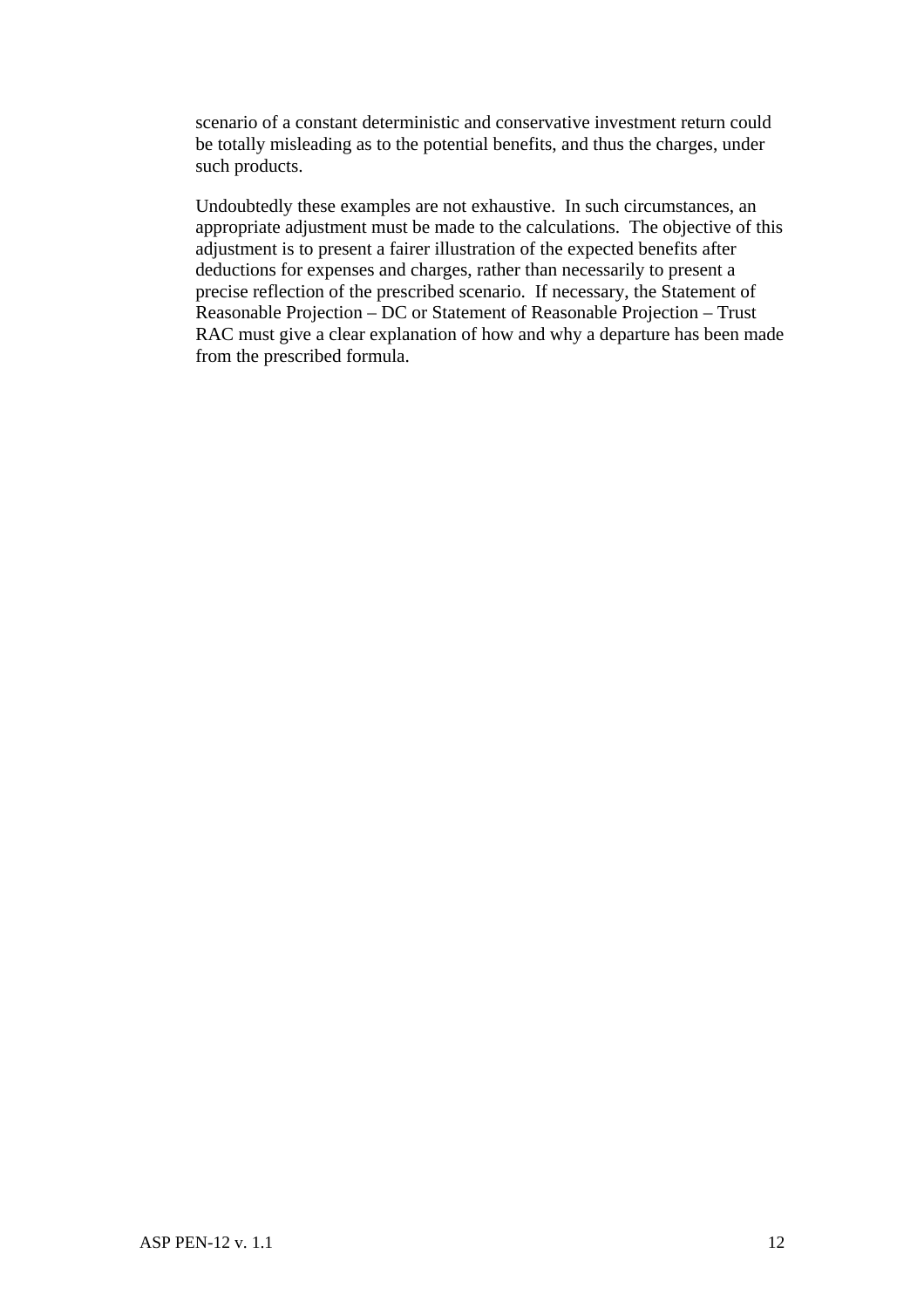scenario of a constant deterministic and conservative investment return could be totally misleading as to the potential benefits, and thus the charges, under such products.

Undoubtedly these examples are not exhaustive. In such circumstances, an appropriate adjustment must be made to the calculations. The objective of this adjustment is to present a fairer illustration of the expected benefits after deductions for expenses and charges, rather than necessarily to present a precise reflection of the prescribed scenario. If necessary, the Statement of Reasonable Projection – DC or Statement of Reasonable Projection – Trust RAC must give a clear explanation of how and why a departure has been made from the prescribed formula.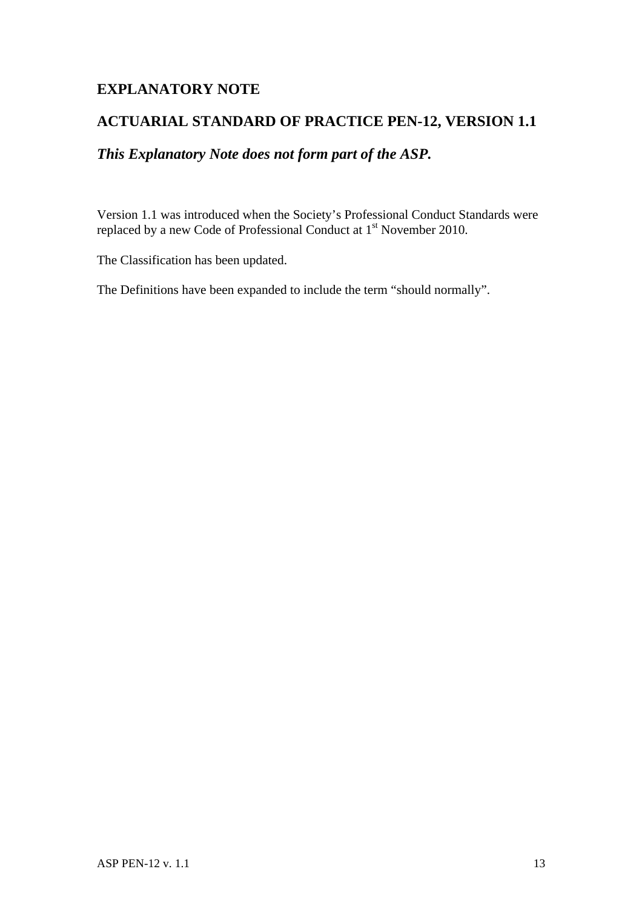## EXPLANATORY NOTE

## ACTUARIAL STANDARD OF PRACTICE PEN-12, VERSION 1.1

### *This Explanatory Note does not form part of the ASP.*

Version 1.1 was introduced when the Society's Professional Conduct Standards were replaced by a new Code of Professional Conduct at 1st November 2010.

The Classification has been updated.

The Definitions have been expanded to include the term "should normally".